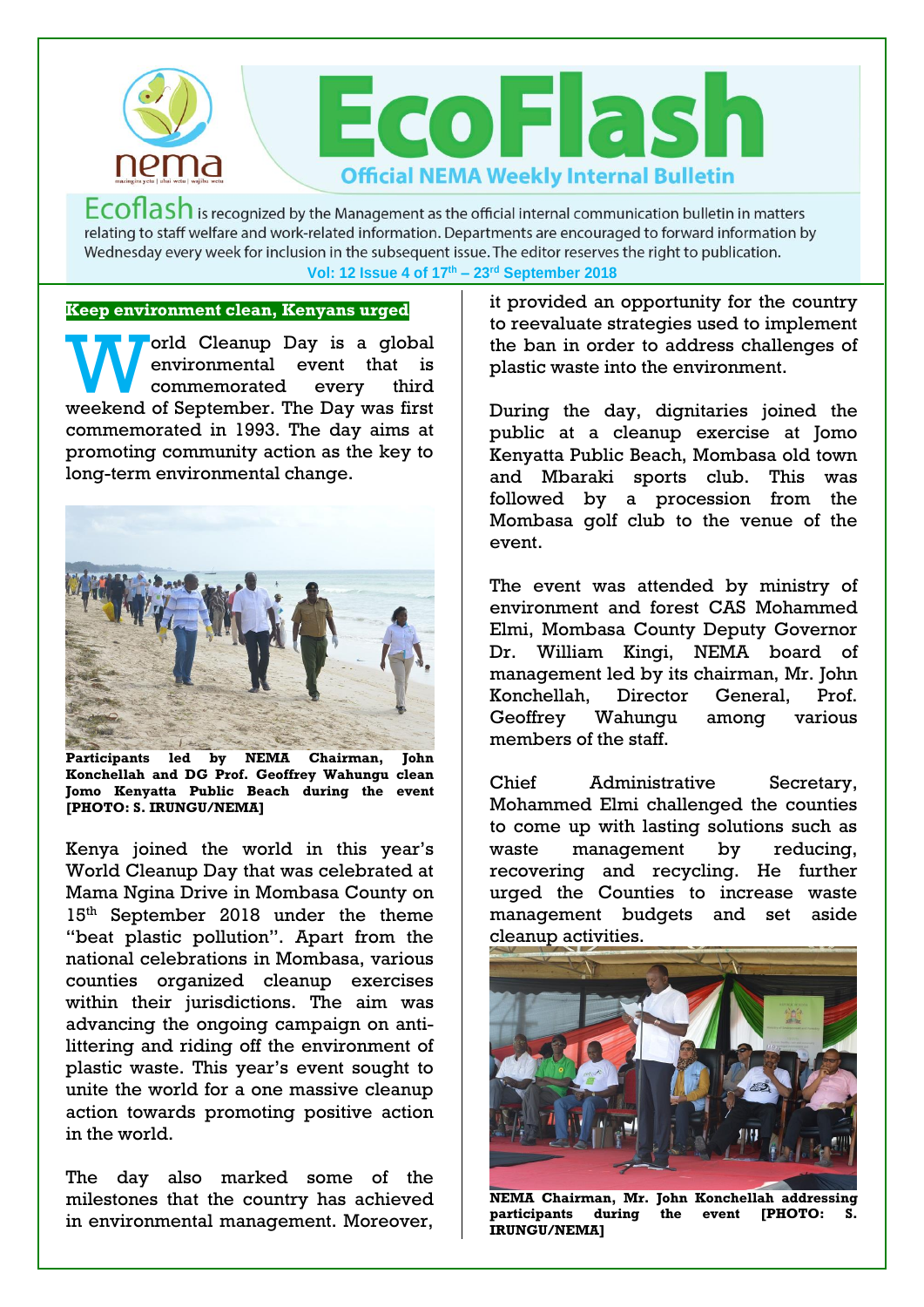# EcoFlash

**Official NEMA Weekly Internal Bulletin**

Ecoflash is recognized by the Management as the official internal communication bulletin in matters relating to staff welfare and work-related information. Departments are encouraged to forward information by Wednesday every week for inclusion in the subsequent issue. The editor reserves the right to publication.

**Vol: 12 Issue 4 of 17th – 23rd September 2018**

## Keep environment clean, Kenyans urged

World Cleanup Day is a global environmental event that is commemorated every third weekend of September. The Day was first commemorated in 1993. The day aims at promoting community action as the key to long-term environmental change.

**Participants led by NEMA Chairman, John Konchellah and DG Prof. Geoffrey Wahungu clean Jomo Kenyatta Public Beach during the event [PHOTO: S. IRUNGU/NEMA]**

Kenya joined the world in this year's World Cleanup Day that was celebrated at Mama Ngina Drive in Mombasa County on 15th September 2018 under the theme "beat plastic pollution". Apart from the national celebrations in Mombasa, various counties organized cleanup exercises within their jurisdictions. The aim was advancing the ongoing campaign on anti-littering and riding off the environment of plastic waste. This year's event sought to unite the world for a one massive cleanup action towards promoting positive action in the world.

The day also marked some of the milestones that the country has achieved in environmental management. Moreover, it provided an opportunity for the country to reevaluate strategies used to implement the ban in order to address challenges of plastic waste into the environment.

During the day, dignitaries joined the public at a cleanup exercise at Jomo Kenyatta Public Beach, Mombasa old town and Mbaraki sports club. This was followed by a procession from the Mombasa golf club to the venue of the event.

The event was attended by ministry of environment and forest CAS Mohammed Elmi, Mombasa County Deputy Governor Dr. William Kingi, NEMA board of management led by its chairman, Mr. John Konchellah, Director General, Prof. Geoffrey Wahungu among various members of the staff.

Chief Administrative Secretary, Mohammed Elmi challenged the counties to come up with lasting solutions such as waste management by reducing, recovering and recycling. He further urged the Counties to increase waste management budgets and set aside cleanup activities.

**NEMA Chairman, Mr. John Konchellah addressing participants during the event [PHOTO: S. IRUNGU/NEMA]**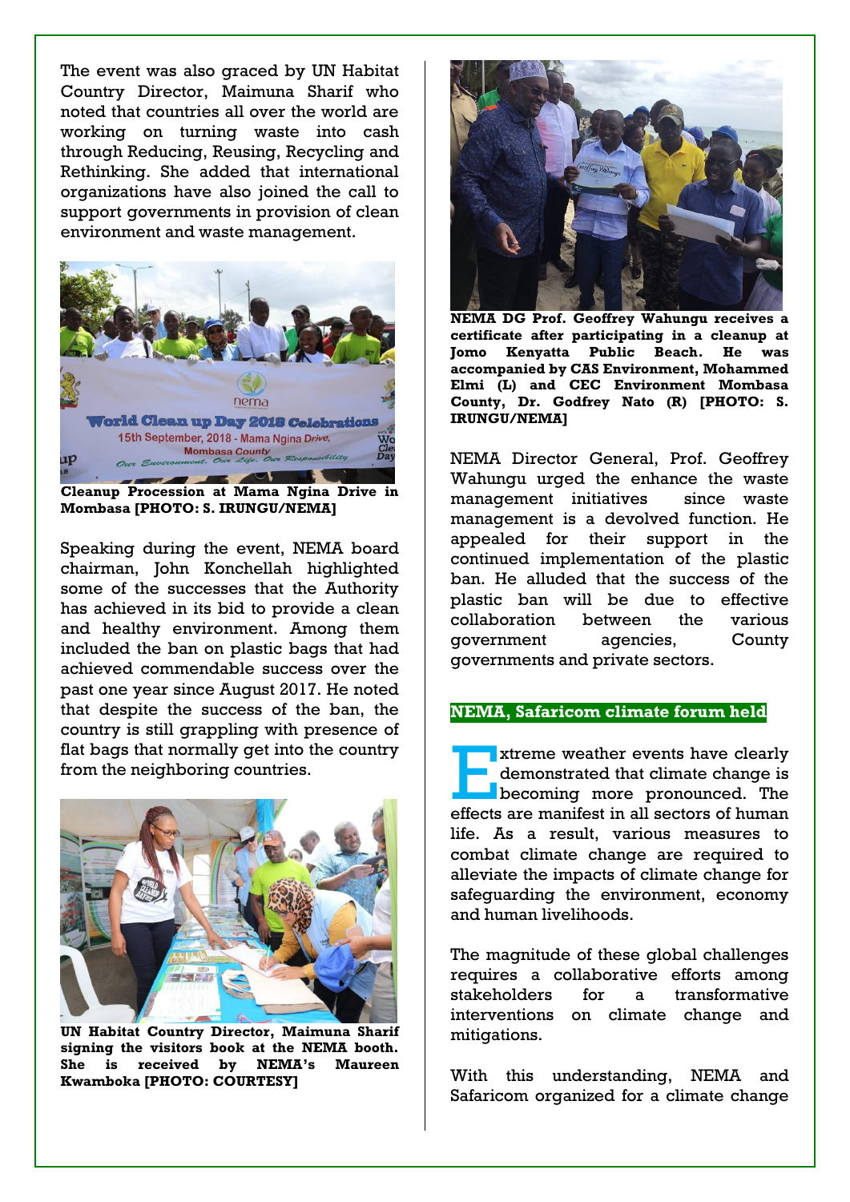The event was also graced by UN Habitat Country Director, Maimuna Sharif who noted that countries all over the world are working on turning waste into cash through Reducing, Reusing, Recycling and Rethinking. She added that international organizations have also joined the call to support governments in provision of clean environment and waste management.

**Cleanup Procession at Mama Ngina Drive in Mombasa [PHOTO: S. IRUNGU/NEMA]**

Speaking during the event, NEMA board chairman, John Konchellah highlighted some of the successes that the Authority has achieved in its bid to provide a clean and healthy environment. Among them included the ban on plastic bags that had achieved commendable success over the past one year since August 2017. He noted that despite the success of the ban, the country is still grappling with presence of flat bags that normally get into the country from the neighboring countries.

**UN Habitat Country Director, Maimuna Sharif signing the visitors book at the NEMA booth. She is received by NEMA's Maureen Kwamboka [PHOTO: COURTESY]**

**NEMA DG Prof. Geoffrey Wahungu receives a certificate after participating in a cleanup at Jomo Kenyatta Public Beach. He was accompanied by CAS Environment, Mohammed Elmi (L) and CEC Environment Mombasa County, Dr. Godfrey Nato (R) [PHOTO: S. IRUNGU/NEMA]**

NEMA Director General, Prof. Geoffrey Wahungu urged the enhance the waste management initiatives since waste management is a devolved function. He appealed for their support in the continued implementation of the plastic ban. He alluded that the success of the plastic ban will be due to effective collaboration between the various government agencies, County governments and private sectors.

## NEMA, Safaricom climate forum held

Extreme weather events have clearly demonstrated that climate change is becoming more pronounced. The effects are manifest in all sectors of human life. As a result, various measures to combat climate change are required to alleviate the impacts of climate change for safeguarding the environment, economy and human livelihoods.

The magnitude of these global challenges requires a collaborative efforts among stakeholders for a transformative interventions on climate change and mitigations.

With this understanding, NEMA and Safaricom organized for a climate change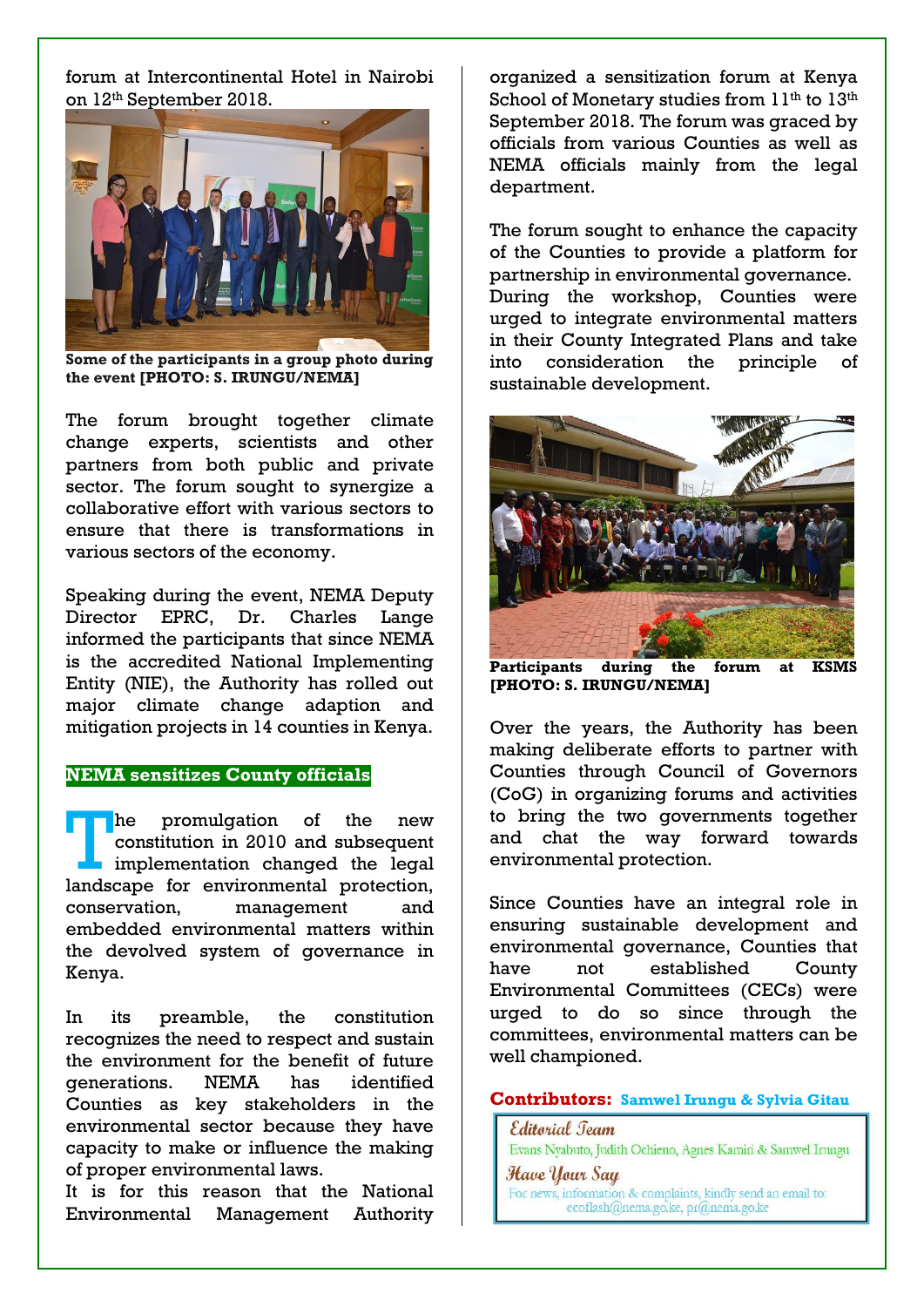forum at Intercontinental Hotel in Nairobi on 12th September 2018.

**Some of the participants in a group photo during the event [PHOTO: S. IRUNGU/NEMA]**

The forum brought together climate change experts, scientists and other partners from both public and private sector. The forum sought to synergize a collaborative effort with various sectors to ensure that there is transformations in various sectors of the economy.

Speaking during the event, NEMA Deputy Director EPRC, Dr. Charles Lange informed the participants that since NEMA is the accredited National Implementing Entity (NIE), the Authority has rolled out major climate change adaption and mitigation projects in 14 counties in Kenya.

## NEMA sensitizes County officials

The promulgation of the new constitution in 2010 and subsequent implementation changed the legal landscape for environmental protection, conservation, management and embedded environmental matters within the devolved system of governance in Kenya.

In its preamble, the constitution recognizes the need to respect and sustain the environment for the benefit of future generations. NEMA has identified Counties as key stakeholders in the environmental sector because they have capacity to make or influence the making of proper environmental laws.

It is for this reason that the National Environmental Management Authority organized a sensitization forum at Kenya School of Monetary studies from 11th to 13th September 2018. The forum was graced by officials from various Counties as well as NEMA officials mainly from the legal department.

The forum sought to enhance the capacity of the Counties to provide a platform for partnership in environmental governance. During the workshop, Counties were urged to integrate environmental matters in their County Integrated Plans and take into consideration the principle of sustainable development.

**Participants during the forum at KSMS [PHOTO: S. IRUNGU/NEMA]**

Over the years, the Authority has been making deliberate efforts to partner with Counties through Council of Governors (CoG) in organizing forums and activities to bring the two governments together and chat the way forward towards environmental protection.

Since Counties have an integral role in ensuring sustainable development and environmental governance, Counties that have not established County Environmental Committees (CECs) were urged to do so since through the committees, environmental matters can be well championed.

**Contributors:** **Samwel Irungu & Sylvia Gitau**

*Editorial Team*

Evans Nyabuto, Judith Ochieno, Agnes Kamiri & Samwel Irungu

*Have Your Say*

For news, information & complaints, kindly send an email to: ecoflash@nema.go.ke, pr@nema.go.ke